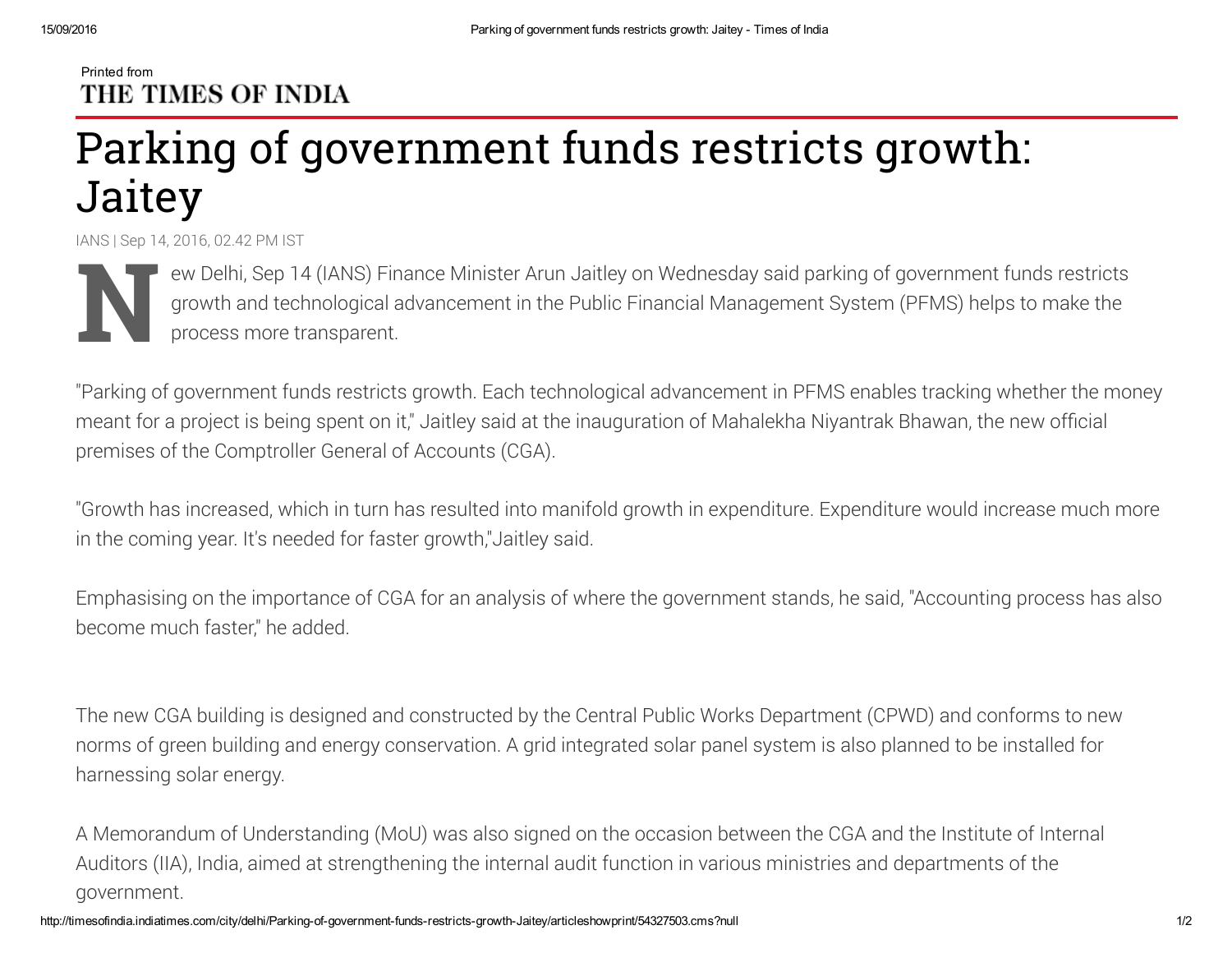Printed from
**THE TIMES OF INDIA**

# Parking of government funds restricts growth: Jaitey

IANS | Sep 14, 2016, 02.42 PM IST

New Delhi, Sep 14 (IANS) Finance Minister Arun Jaitley on Wednesday said parking of government funds restricts growth and technological advancement in the Public Financial Management System (PFMS) helps to make the process more transparent.

"Parking of government funds restricts growth. Each technological advancement in PFMS enables tracking whether the money meant for a project is being spent on it," Jaitley said at the inauguration of Mahalekha Niyantrak Bhawan, the new official premises of the Comptroller General of Accounts (CGA).

"Growth has increased, which in turn has resulted into manifold growth in expenditure. Expenditure would increase much more in the coming year. It's needed for faster growth,"Jaitley said.

Emphasising on the importance of CGA for an analysis of where the government stands, he said, "Accounting process has also become much faster," he added.

The new CGA building is designed and constructed by the Central Public Works Department (CPWD) and conforms to new norms of green building and energy conservation. A grid integrated solar panel system is also planned to be installed for harnessing solar energy.

A Memorandum of Understanding (MoU) was also signed on the occasion between the CGA and the Institute of Internal Auditors (IIA), India, aimed at strengthening the internal audit function in various ministries and departments of the government.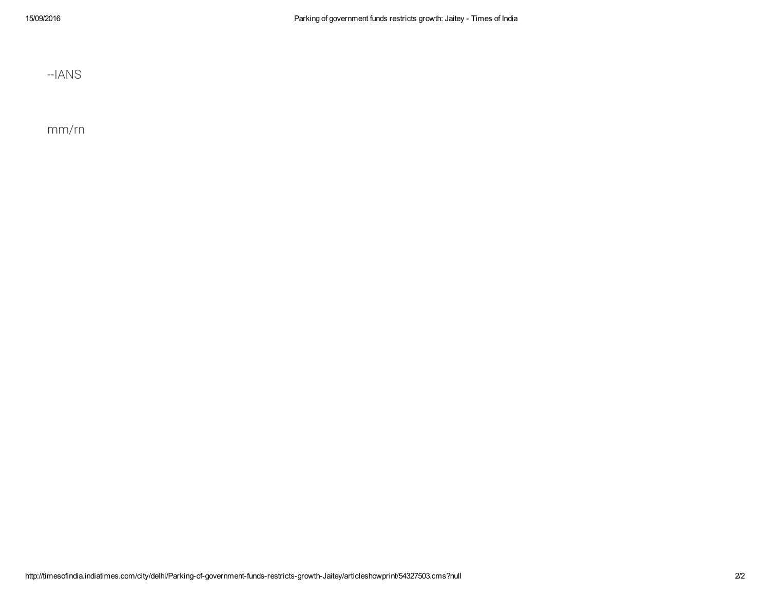--IANS

mm/rn